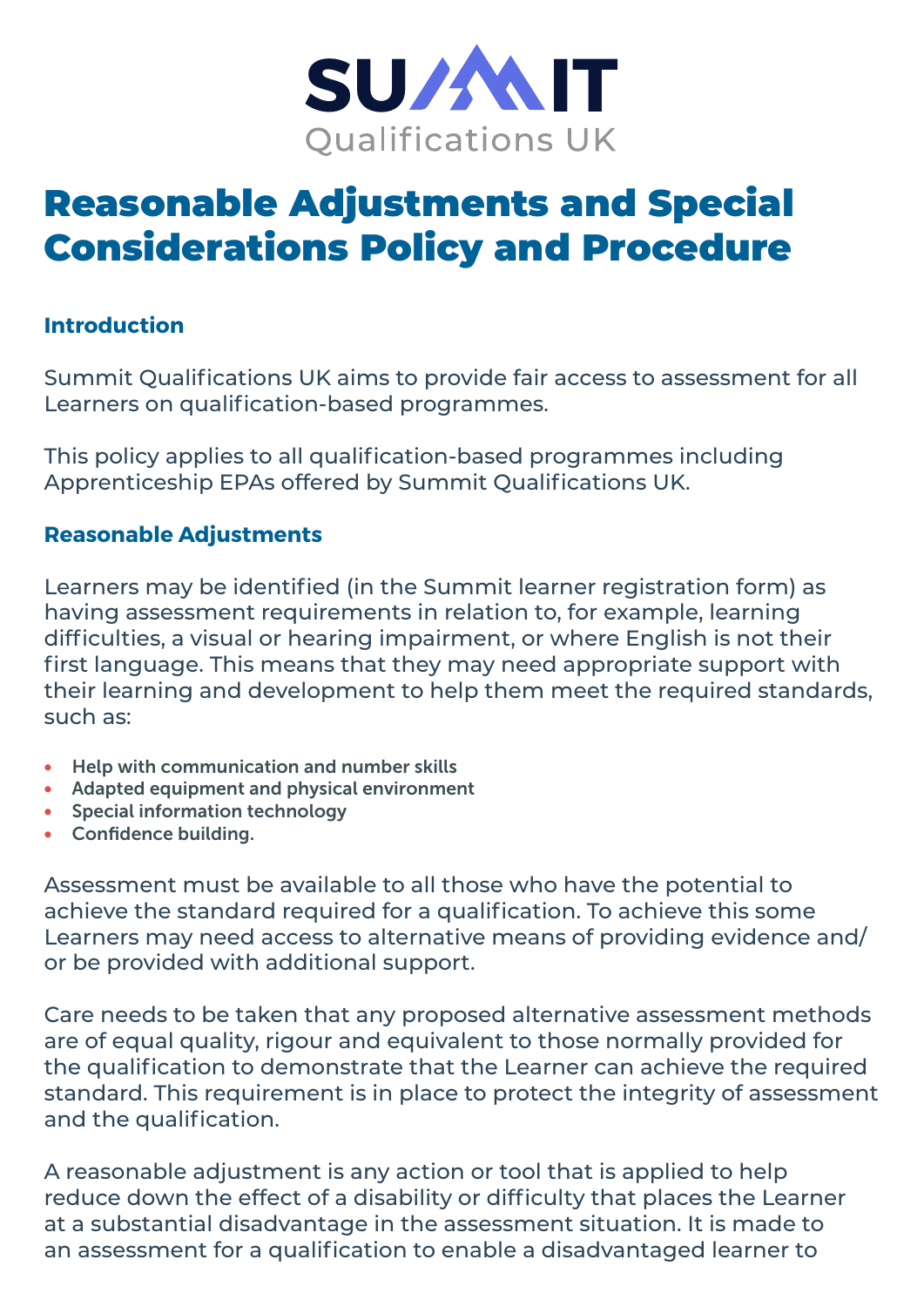SUMMIT
Qualifications UK

# Reasonable Adjustments and Special Considerations Policy and Procedure

## Introduction

Summit Qualifications UK aims to provide fair access to assessment for all Learners on qualification-based programmes.

This policy applies to all qualification-based programmes including Apprenticeship EPAs offered by Summit Qualifications UK.

## Reasonable Adjustments

Learners may be identified (in the Summit learner registration form) as having assessment requirements in relation to, for example, learning difficulties, a visual or hearing impairment, or where English is not their first language. This means that they may need appropriate support with their learning and development to help them meet the required standards, such as:

- **Help with communication and number skills**
- **Adapted equipment and physical environment**
- **Special information technology**
- **Confidence building.**

Assessment must be available to all those who have the potential to achieve the standard required for a qualification. To achieve this some Learners may need access to alternative means of providing evidence and/ or be provided with additional support.

Care needs to be taken that any proposed alternative assessment methods are of equal quality, rigour and equivalent to those normally provided for the qualification to demonstrate that the Learner can achieve the required standard. This requirement is in place to protect the integrity of assessment and the qualification.

A reasonable adjustment is any action or tool that is applied to help reduce down the effect of a disability or difficulty that places the Learner at a substantial disadvantage in the assessment situation. It is made to an assessment for a qualification to enable a disadvantaged learner to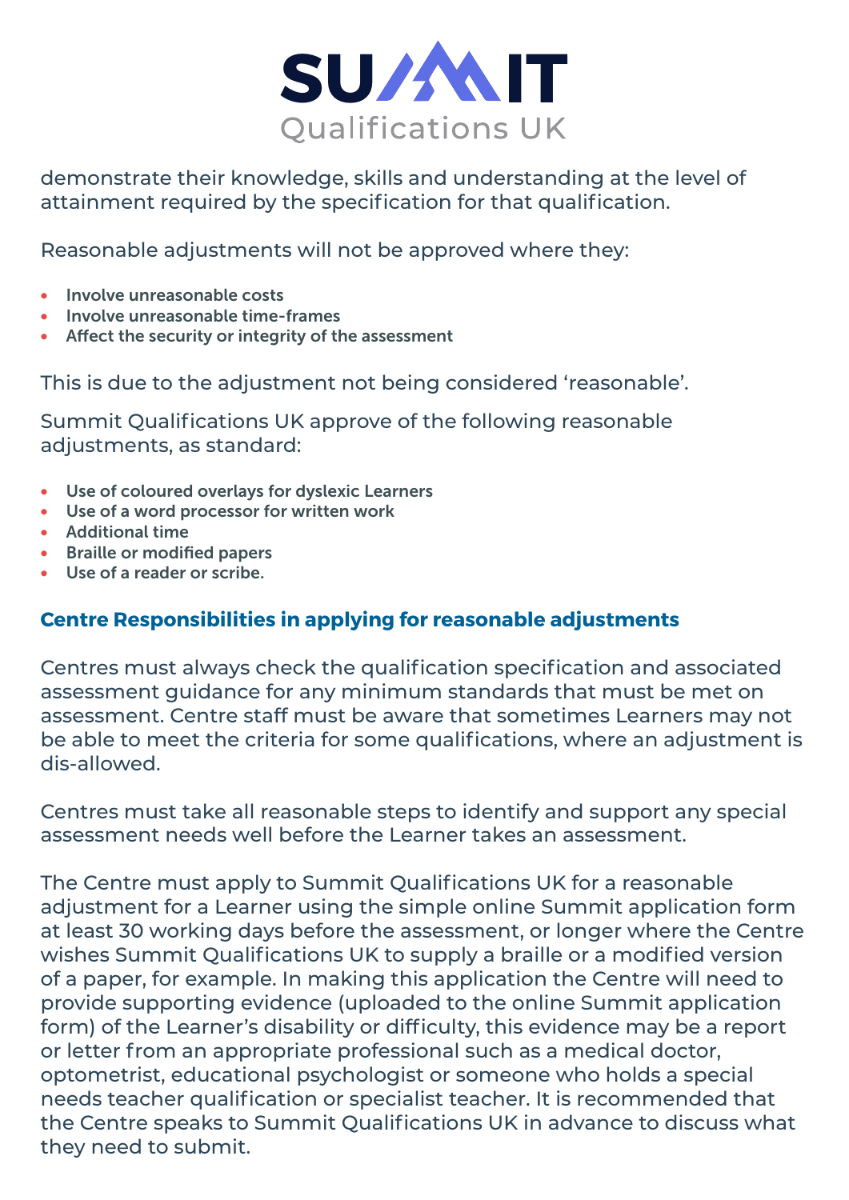demonstrate their knowledge, skills and understanding at the level of attainment required by the specification for that qualification.

Reasonable adjustments will not be approved where they:

- **Involve unreasonable costs**
- **Involve unreasonable time-frames**
- **Affect the security or integrity of the assessment**

This is due to the adjustment not being considered 'reasonable'.

Summit Qualifications UK approve of the following reasonable adjustments, as standard:

- **Use of coloured overlays for dyslexic Learners**
- **Use of a word processor for written work**
- **Additional time**
- **Braille or modified papers**
- **Use of a reader or scribe.**

## Centre Responsibilities in applying for reasonable adjustments

Centres must always check the qualification specification and associated assessment guidance for any minimum standards that must be met on assessment. Centre staff must be aware that sometimes Learners may not be able to meet the criteria for some qualifications, where an adjustment is dis-allowed.

Centres must take all reasonable steps to identify and support any special assessment needs well before the Learner takes an assessment.

The Centre must apply to Summit Qualifications UK for a reasonable adjustment for a Learner using the simple online Summit application form at least 30 working days before the assessment, or longer where the Centre wishes Summit Qualifications UK to supply a braille or a modified version of a paper, for example. In making this application the Centre will need to provide supporting evidence (uploaded to the online Summit application form) of the Learner's disability or difficulty, this evidence may be a report or letter from an appropriate professional such as a medical doctor, optometrist, educational psychologist or someone who holds a special needs teacher qualification or specialist teacher. It is recommended that the Centre speaks to Summit Qualifications UK in advance to discuss what they need to submit.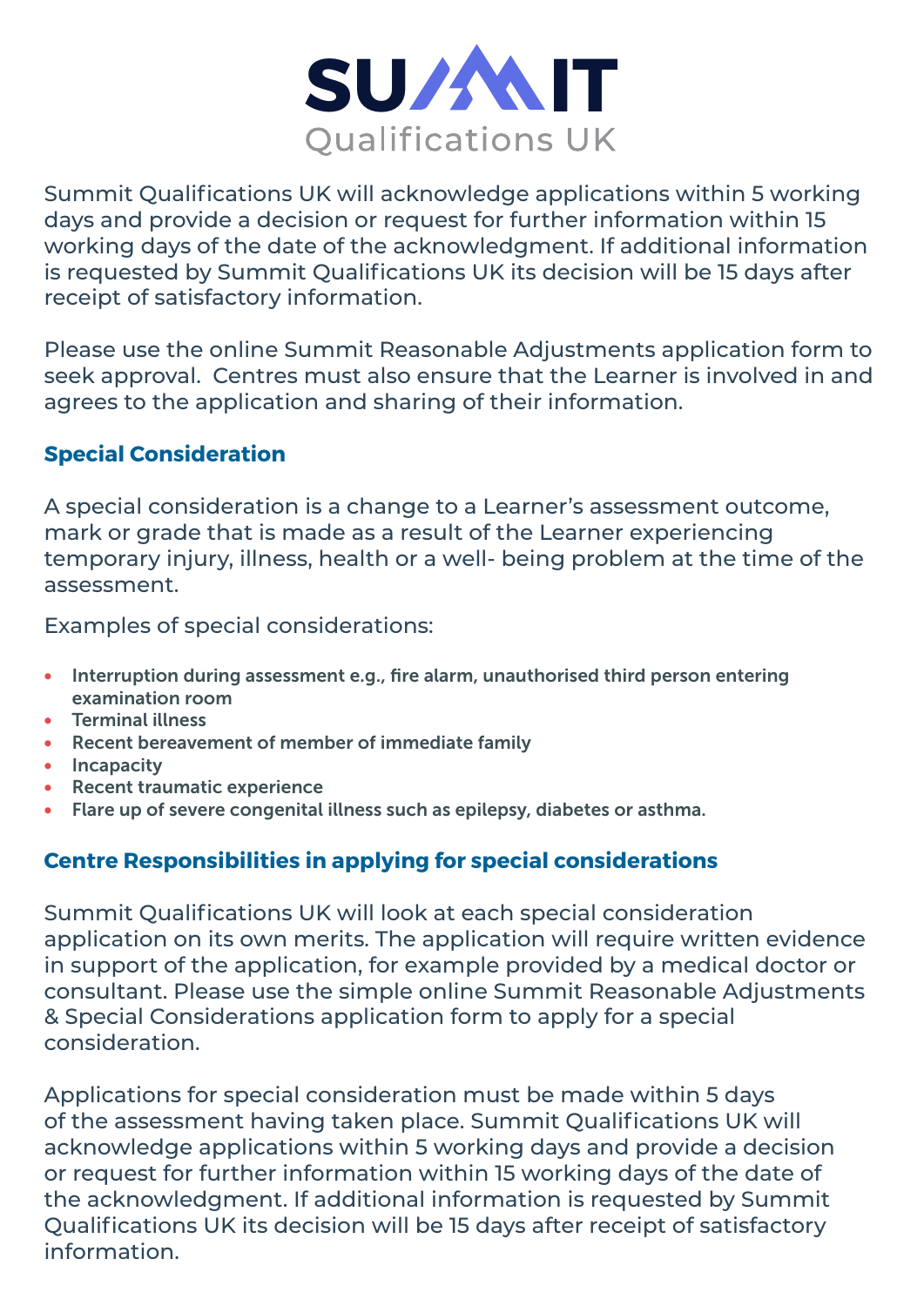# SUMMIT

Qualifications UK

Summit Qualifications UK will acknowledge applications within 5 working days and provide a decision or request for further information within 15 working days of the date of the acknowledgment. If additional information is requested by Summit Qualifications UK its decision will be 15 days after receipt of satisfactory information.

Please use the online Summit Reasonable Adjustments application form to seek approval. Centres must also ensure that the Learner is involved in and agrees to the application and sharing of their information.

## Special Consideration

A special consideration is a change to a Learner's assessment outcome, mark or grade that is made as a result of the Learner experiencing temporary injury, illness, health or a well- being problem at the time of the assessment.

Examples of special considerations:

- **Interruption during assessment e.g., fire alarm, unauthorised third person entering examination room**
- **Terminal illness**
- **Recent bereavement of member of immediate family**
- **Incapacity**
- **Recent traumatic experience**
- **Flare up of severe congenital illness such as epilepsy, diabetes or asthma.**

## Centre Responsibilities in applying for special considerations

Summit Qualifications UK will look at each special consideration application on its own merits. The application will require written evidence in support of the application, for example provided by a medical doctor or consultant. Please use the simple online Summit Reasonable Adjustments & Special Considerations application form to apply for a special consideration.

Applications for special consideration must be made within 5 days of the assessment having taken place. Summit Qualifications UK will acknowledge applications within 5 working days and provide a decision or request for further information within 15 working days of the date of the acknowledgment. If additional information is requested by Summit Qualifications UK its decision will be 15 days after receipt of satisfactory information.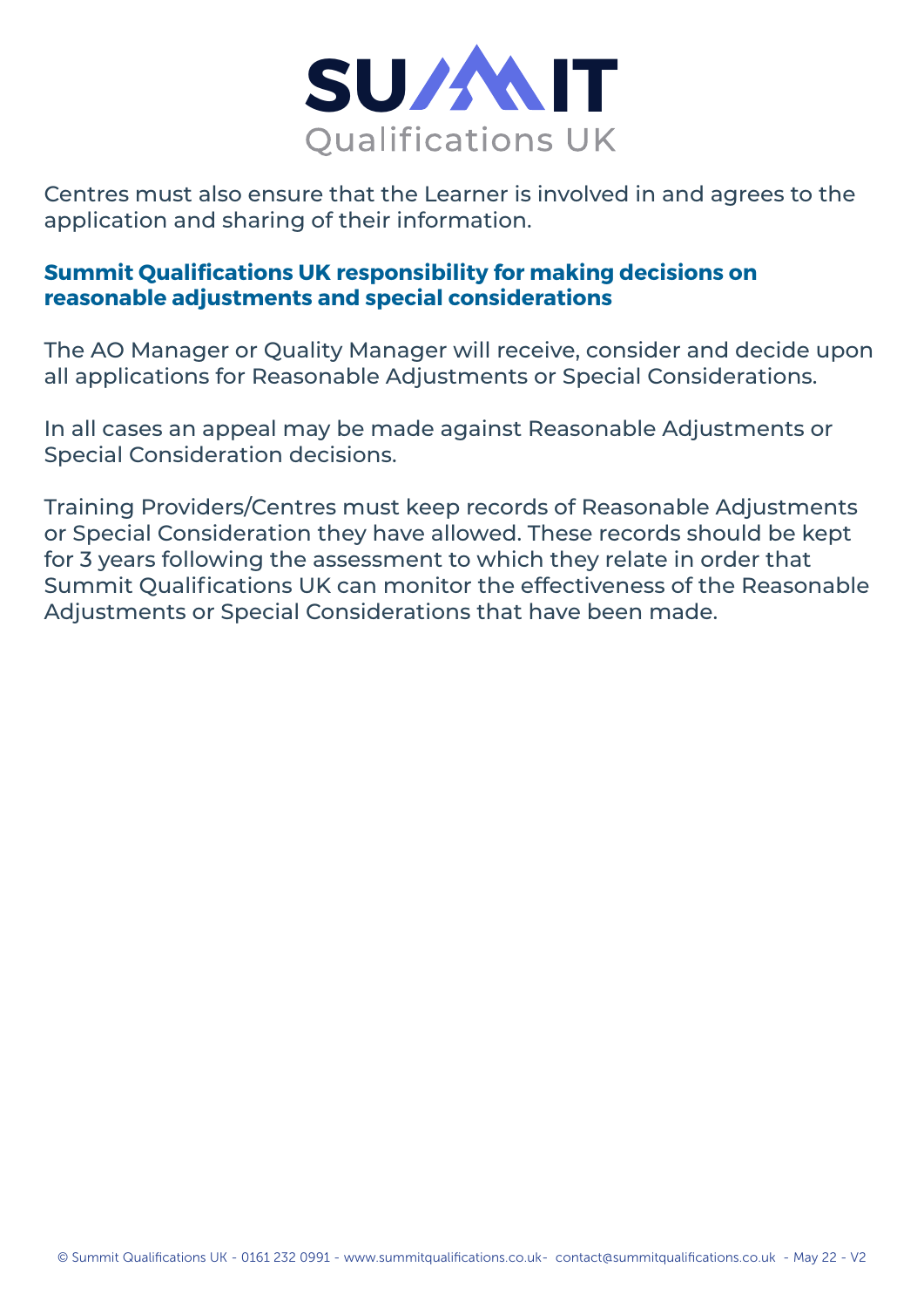Centres must also ensure that the Learner is involved in and agrees to the application and sharing of their information.

## Summit Qualifications UK responsibility for making decisions on reasonable adjustments and special considerations

The AO Manager or Quality Manager will receive, consider and decide upon all applications for Reasonable Adjustments or Special Considerations.

In all cases an appeal may be made against Reasonable Adjustments or Special Consideration decisions.

Training Providers/Centres must keep records of Reasonable Adjustments or Special Consideration they have allowed. These records should be kept for 3 years following the assessment to which they relate in order that Summit Qualifications UK can monitor the effectiveness of the Reasonable Adjustments or Special Considerations that have been made.